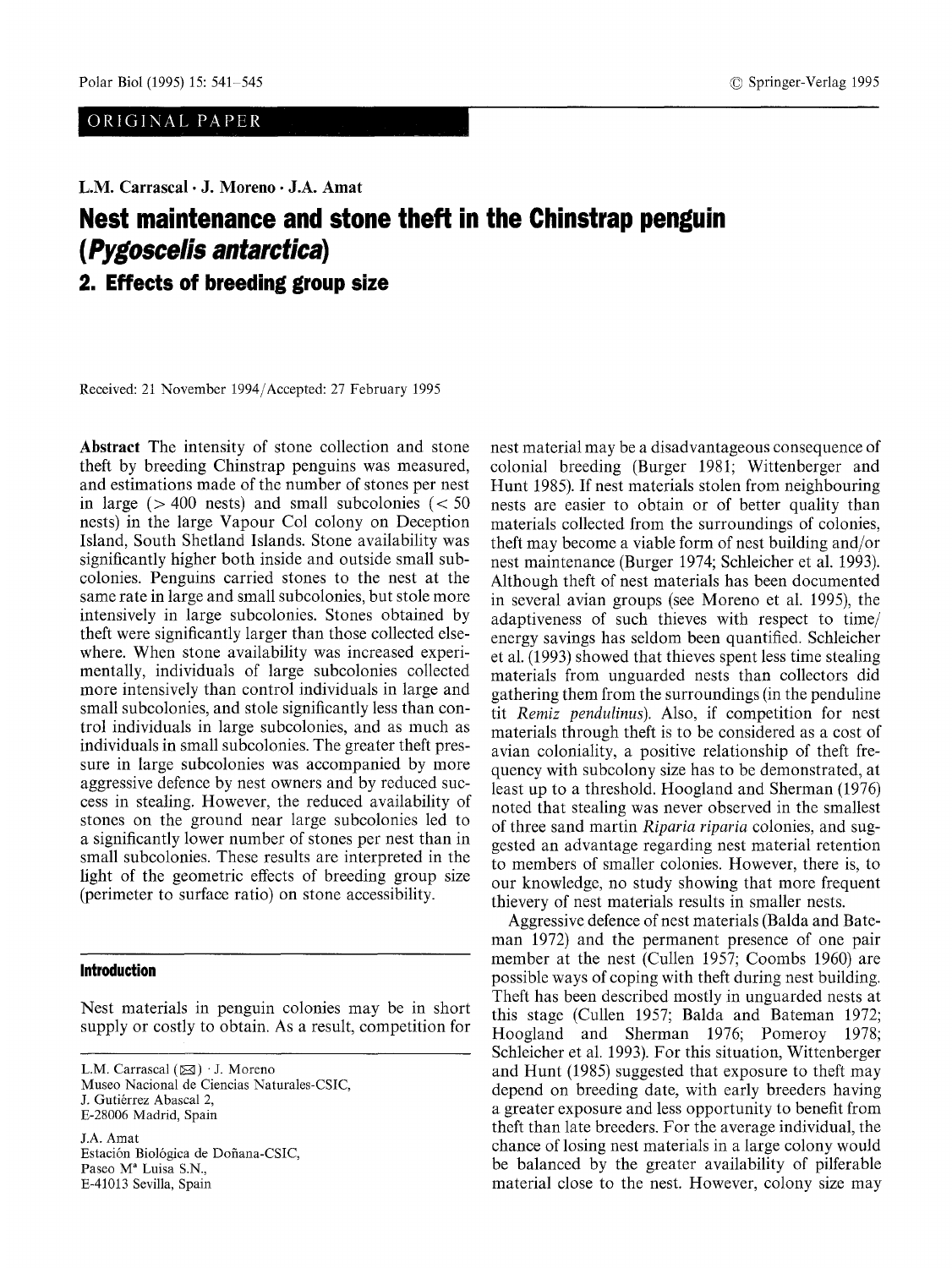ORIGINAL PAPER

L.M. Carrascal · J. Moreno · J.A. Amat

# Nest maintenance and stone theft in the Chinstrap penguin (*Pygoscelis antarctica*)

## 2. Effects of breeding group size

Received: 21 November 1994/Accepted: 27 February 1995

**Abstract** The intensity of stone collection and stone theft by breeding Chinstrap penguins was measured, and estimations made of the number of stones per nest in large (> 400 nests) and small subcolonies (< 50 nests) in the large Vapour Col colony on Deception Island, South Shetland Islands. Stone availability was significantly higher both inside and outside small subcolonies. Penguins carried stones to the nest at the same rate in large and small subcolonies, but stole more intensively in large subcolonies. Stones obtained by theft were significantly larger than those collected elsewhere. When stone availability was increased experimentally, individuals of large subcolonies collected more intensively than control individuals in large and small subcolonies, and stole significantly less than control individuals in large subcolonies, and as much as individuals in small subcolonies. The greater theft pressure in large subcolonies was accompanied by more aggressive defence by nest owners and by reduced success in stealing. However, the reduced availability of stones on the ground near large subcolonies led to a significantly lower number of stones per nest than in small subcolonies. These results are interpreted in the light of the geometric effects of breeding group size (perimeter to surface ratio) on stone accessibility.

## Introduction

Nest materials in penguin colonies may be in short supply or costly to obtain. As a result, competition for nest material may be a disadvantageous consequence of colonial breeding (Burger 1981; Wittenberger and Hunt 1985). If nest materials stolen from neighbouring nests are easier to obtain or of better quality than materials collected from the surroundings of colonies, theft may become a viable form of nest building and/or nest maintenance (Burger 1974; Schleicher et al. 1993). Although theft of nest materials has been documented in several avian groups (see Moreno et al. 1995), the adaptiveness of such thieves with respect to time/energy savings has seldom been quantified. Schleicher et al. (1993) showed that thieves spent less time stealing materials from unguarded nests than collectors did gathering them from the surroundings (in the penduline tit *Remiz pendulinus*). Also, if competition for nest materials through theft is to be considered as a cost of avian coloniality, a positive relationship of theft frequency with subcolony size has to be demonstrated, at least up to a threshold. Hoogland and Sherman (1976) noted that stealing was never observed in the smallest of three sand martin *Riparia riparia* colonies, and suggested an advantage regarding nest material retention to members of smaller colonies. However, there is, to our knowledge, no study showing that more frequent thievery of nest materials results in smaller nests.

Aggressive defence of nest materials (Balda and Bateman 1972) and the permanent presence of one pair member at the nest (Cullen 1957; Coombs 1960) are possible ways of coping with theft during nest building. Theft has been described mostly in unguarded nests at this stage (Cullen 1957; Balda and Bateman 1972; Hoogland and Sherman 1976; Pomeroy 1978; Schleicher et al. 1993). For this situation, Wittenberger and Hunt (1985) suggested that exposure to theft may depend on breeding date, with early breeders having a greater exposure and less opportunity to benefit from theft than late breeders. For the average individual, the chance of losing nest materials in a large colony would be balanced by the greater availability of pilferable material close to the nest. However, colony size may

L.M. Carrascal (✉) · J. Moreno
Museo Nacional de Ciencias Naturales-CSIC,
J. Gutiérrez Abascal 2,
E-28006 Madrid, Spain

J.A. Amat
Estación Biológica de Doñana-CSIC,
Paseo Mª Luisa S.N.,
E-41013 Sevilla, Spain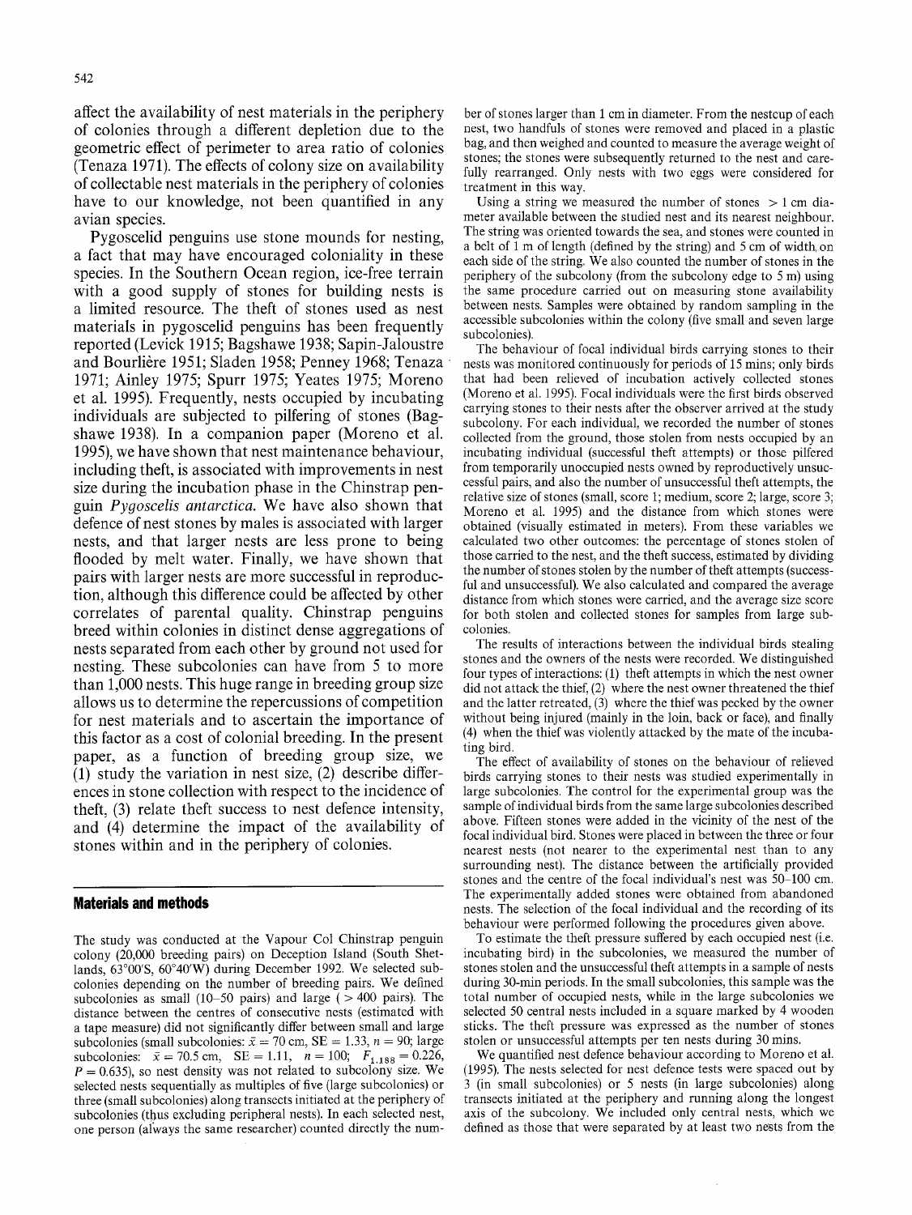affect the availability of nest materials in the periphery of colonies through a different depletion due to the geometric effect of perimeter to area ratio of colonies (Tenaza 1971). The effects of colony size on availability of collectable nest materials in the periphery of colonies have to our knowledge, not been quantified in any avian species.

Pygoscelid penguins use stone mounds for nesting, a fact that may have encouraged coloniality in these species. In the Southern Ocean region, ice-free terrain with a good supply of stones for building nests is a limited resource. The theft of stones used as nest materials in pygoscelid penguins has been frequently reported (Levick 1915; Bagshawe 1938; Sapin-Jaloustre and Bourlière 1951; Sladen 1958; Penney 1968; Tenaza 1971; Ainley 1975; Spurr 1975; Yeates 1975; Moreno et al. 1995). Frequently, nests occupied by incubating individuals are subjected to pilfering of stones (Bagshawe 1938). In a companion paper (Moreno et al. 1995), we have shown that nest maintenance behaviour, including theft, is associated with improvements in nest size during the incubation phase in the Chinstrap penguin *Pygoscelis antarctica*. We have also shown that defence of nest stones by males is associated with larger nests, and that larger nests are less prone to being flooded by melt water. Finally, we have shown that pairs with larger nests are more successful in reproduction, although this difference could be affected by other correlates of parental quality. Chinstrap penguins breed within colonies in distinct dense aggregations of nests separated from each other by ground not used for nesting. These subcolonies can have from 5 to more than 1,000 nests. This huge range in breeding group size allows us to determine the repercussions of competition for nest materials and to ascertain the importance of this factor as a cost of colonial breeding. In the present paper, as a function of breeding group size, we (1) study the variation in nest size, (2) describe differences in stone collection with respect to the incidence of theft, (3) relate theft success to nest defence intensity, and (4) determine the impact of the availability of stones within and in the periphery of colonies.

## Materials and methods

The study was conducted at the Vapour Col Chinstrap penguin colony (20,000 breeding pairs) on Deception Island (South Shetlands, 63°00'S, 60°40'W) during December 1992. We selected subcolonies depending on the number of breeding pairs. We defined subcolonies as small (10–50 pairs) and large (> 400 pairs). The distance between the centres of consecutive nests (estimated with a tape measure) did not significantly differ between small and large subcolonies (small subcolonies: $\bar{x} = 70$ cm, SE = 1.33, $n = 90$; large subcolonies: $\bar{x} = 70.5$ cm, SE = 1.11, $n = 100$; $F_{1,188} = 0.226$, $P = 0.635$), so nest density was not related to subcolony size. We selected nests sequentially as multiples of five (large subcolonies) or three (small subcolonies) along transects initiated at the periphery of subcolonies (thus excluding peripheral nests). In each selected nest, one person (always the same researcher) counted directly the number of stones larger than 1 cm in diameter. From the nestcup of each nest, two handfuls of stones were removed and placed in a plastic bag, and then weighed and counted to measure the average weight of stones; the stones were subsequently returned to the nest and carefully rearranged. Only nests with two eggs were considered for treatment in this way.

Using a string we measured the number of stones > 1 cm diameter available between the studied nest and its nearest neighbour. The string was oriented towards the sea, and stones were counted in a belt of 1 m of length (defined by the string) and 5 cm of width on each side of the string. We also counted the number of stones in the periphery of the subcolony (from the subcolony edge to 5 m) using the same procedure carried out on measuring stone availability between nests. Samples were obtained by random sampling in the accessible subcolonies within the colony (five small and seven large subcolonies).

The behaviour of focal individual birds carrying stones to their nests was monitored continuously for periods of 15 mins; only birds that had been relieved of incubation actively collected stones (Moreno et al. 1995). Focal individuals were the first birds observed carrying stones to their nests after the observer arrived at the study subcolony. For each individual, we recorded the number of stones collected from the ground, those stolen from nests occupied by an incubating individual (successful theft attempts) or those pilfered from temporarily unoccupied nests owned by reproductively unsuccessful pairs, and also the number of unsuccessful theft attempts, the relative size of stones (small, score 1; medium, score 2; large, score 3; Moreno et al. 1995) and the distance from which stones were obtained (visually estimated in meters). From these variables we calculated two other outcomes: the percentage of stones stolen of those carried to the nest, and the theft success, estimated by dividing the number of stones stolen by the number of theft attempts (successful and unsuccessful). We also calculated and compared the average distance from which stones were carried, and the average size score for both stolen and collected stones for samples from large subcolonies.

The results of interactions between the individual birds stealing stones and the owners of the nests were recorded. We distinguished four types of interactions: (1) theft attempts in which the nest owner did not attack the thief, (2) where the nest owner threatened the thief and the latter retreated, (3) where the thief was pecked by the owner without being injured (mainly in the loin, back or face), and finally (4) when the thief was violently attacked by the mate of the incubating bird.

The effect of availability of stones on the behaviour of relieved birds carrying stones to their nests was studied experimentally in large subcolonies. The control for the experimental group was the sample of individual birds from the same large subcolonies described above. Fifteen stones were added in the vicinity of the nest of the focal individual bird. Stones were placed in between the three or four nearest nests (not nearer to the experimental nest than to any surrounding nest). The distance between the artificially provided stones and the centre of the focal individual's nest was 50–100 cm. The experimentally added stones were obtained from abandoned nests. The selection of the focal individual and the recording of its behaviour were performed following the procedures given above.

To estimate the theft pressure suffered by each occupied nest (i.e. incubating bird) in the subcolonies, we measured the number of stones stolen and the unsuccessful theft attempts in a sample of nests during 30-min periods. In the small subcolonies, this sample was the total number of occupied nests, while in the large subcolonies we selected 50 central nests included in a square marked by 4 wooden sticks. The theft pressure was expressed as the number of stones stolen or unsuccessful attempts per ten nests during 30 mins.

We quantified nest defence behaviour according to Moreno et al. (1995). The nests selected for nest defence tests were spaced out by 3 (in small subcolonies) or 5 nests (in large subcolonies) along transects initiated at the periphery and running along the longest axis of the subcolony. We included only central nests, which we defined as those that were separated by at least two nests from the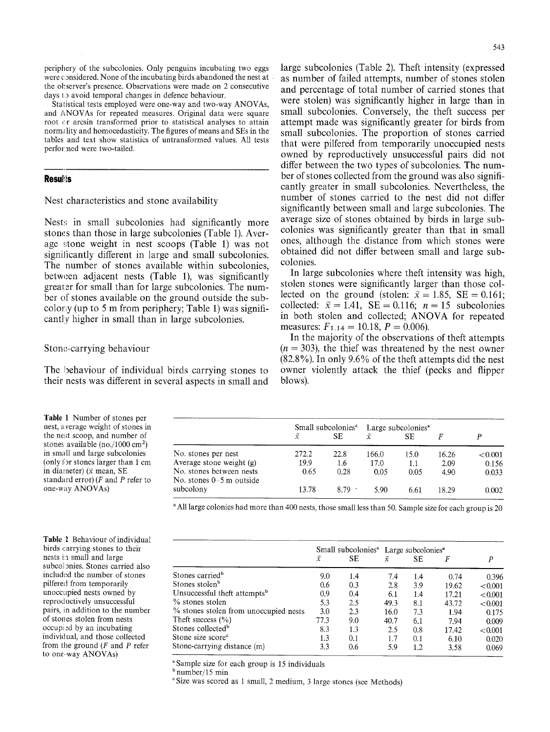periphery of the subcolonies. Only penguins incubating two eggs were considered. None of the incubating birds abandoned the nest at the observer's presence. Observations were made on 2 consecutive days to avoid temporal changes in defence behaviour.

Statistical tests employed were one-way and two-way ANOVAs, and ANOVAs for repeated measures. Original data were square root or arcsin transformed prior to statistical analyses to attain normality and homocedasticity. The figures of means and SEs in the tables and text show statistics of untransformed values. All tests performed were two-tailed.

## Results

### Nest characteristics and stone availability

Nests in small subcolonies had significantly more stones than those in large subcolonies (Table 1). Average stone weight in nest scoops (Table 1) was not significantly different in large and small subcolonies. The number of stones available within subcolonies, between adjacent nests (Table 1), was significantly greater for small than for large subcolonies. The number of stones available on the ground outside the subcolony (up to 5 m from periphery; Table 1) was significantly higher in small than in large subcolonies.

### Stone-carrying behaviour

The behaviour of individual birds carrying stones to their nests was different in several aspects in small and large subcolonies (Table 2). Theft intensity (expressed as number of failed attempts, number of stones stolen and percentage of total number of carried stones that were stolen) was significantly higher in large than in small subcolonies. Conversely, the theft success per attempt made was significantly greater for birds from small subcolonies. The proportion of stones carried that were pilfered from temporarily unoccupied nests owned by reproductively unsuccessful pairs did not differ between the two types of subcolonies. The number of stones collected from the ground was also significantly greater in small subcolonies. Nevertheless, the number of stones carried to the nest did not differ significantly between small and large subcolonies. The average size of stones obtained by birds in large subcolonies was significantly greater than that in small ones, although the distance from which stones were obtained did not differ between small and large subcolonies.

In large subcolonies where theft intensity was high, stolen stones were significantly larger than those collected on the ground (stolen: $\bar{x} = 1.85$, SE = 0.161; collected: $\bar{x} = 1.41$, SE = 0.116; $n = 15$ subcolonies in both stolen and collected; ANOVA for repeated measures: $F_{1,14} = 10.18$, $P = 0.006$).

In the majority of the observations of theft attempts ($n = 303$), the thief was threatened by the nest owner (82.8%). In only 9.6% of the theft attempts did the nest owner violently attack the thief (pecks and flipper blows).

**Table 1** Number of stones per nest, average weight of stones in the nest scoop, and number of stones available (no./1000 cm²) in small and large subcolonies (only for stones larger than 1 cm in diameter) ($\bar{x}$ mean, SE standard error) (*F* and *P* refer to one-way ANOVAs)

| | Small subcolonies[a] | | Large subcolonies[a] | | | |
|---|---|---|---|---|---|---|
| | $\bar{x}$ | SE | $\bar{x}$ | SE | *F* | *P* |
| No. stones per nest | 272.2 | 22.8 | 166.0 | 15.0 | 16.26 | <0.001 |
| Average stone weight (g) | 19.9 | 1.6 | 17.0 | 1.1 | 2.09 | 0.156 |
| No. stones between nests | 0.65 | 0.28 | 0.05 | 0.05 | 4.90 | 0.033 |
| No. stones 0–5 m outside subcolony | 13.78 | 8.79 | 5.90 | 6.61 | 18.29 | 0.002 |

[a] All large colonies had more than 400 nests, those small less than 50. Sample size for each group is 20

**Table 2** Behaviour of individual birds carrying stones to their nests in small and large subcolonies. Stones carried also included the number of stones pilfered from temporarily unoccupied nests owned by reproductively unsuccessful pairs, in addition to the number of stones stolen from nests occupied by an incubating individual, and those collected from the ground (*F* and *P* refer to one-way ANOVAs)

| | Small subcolonies[a] | | Large subcolonies[a] | | | |
|---|---|---|---|---|---|---|
| | $\bar{x}$ | SE | $\bar{x}$ | SE | *F* | *P* |
| Stones carried[b] | 9.0 | 1.4 | 7.4 | 1.4 | 0.74 | 0.396 |
| Stones stolen[b] | 0.6 | 0.3 | 2.8 | 3.9 | 19.62 | <0.001 |
| Unsuccessful theft attempts[b] | 0.9 | 0.4 | 6.1 | 1.4 | 17.21 | <0.001 |
| % stones stolen | 5.3 | 2.5 | 49.3 | 8.1 | 43.72 | <0.001 |
| % stones stolen from unoccupied nests | 3.0 | 2.3 | 16.0 | 7.3 | 1.94 | 0.175 |
| Theft success (%) | 77.3 | 9.0 | 40.7 | 6.1 | 7.94 | 0.009 |
| Stones collected[b] | 8.3 | 1.3 | 2.5 | 0.8 | 17.42 | <0.001 |
| Stone size score[c] | 1.3 | 0.1 | 1.7 | 0.1 | 6.10 | 0.020 |
| Stone-carrying distance (m) | 3.3 | 0.6 | 5.9 | 1.2 | 3.58 | 0.069 |

[a] Sample size for each group is 15 individuals
[b] number/15 min
[c] Size was scored as 1 small, 2 medium, 3 large stones (see Methods)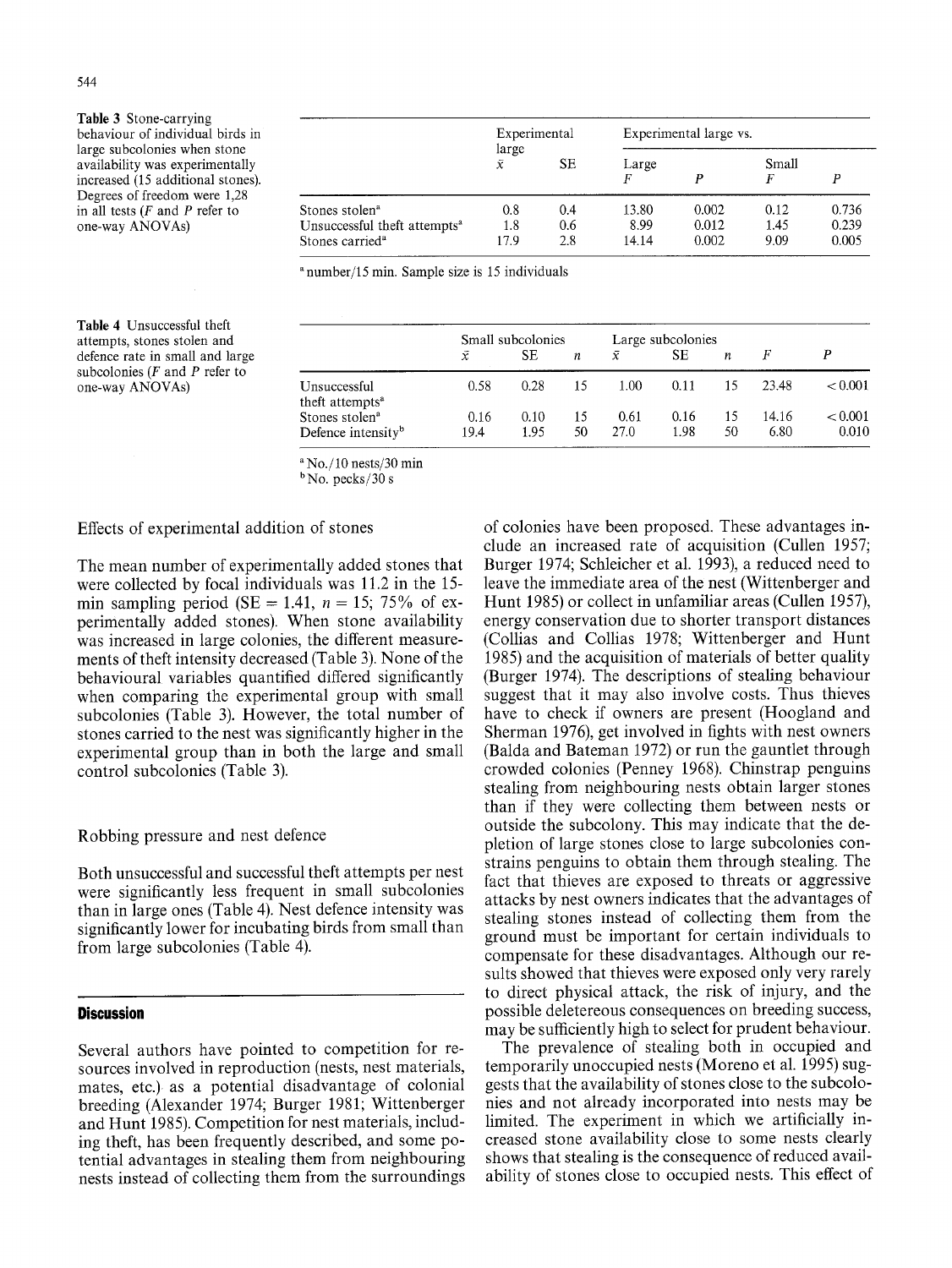**Table 3** Stone-carrying behaviour of individual birds in large subcolonies when stone availability was experimentally increased (15 additional stones). Degrees of freedom were 1,28 in all tests ($F$ and $P$ refer to one-way ANOVAs)

| | Experimental large | | Experimental large vs. | | | |
|---|---|---|---|---|---|---|
| | | | Large | | Small | |
| | $\bar{x}$ | SE | $F$ | $P$ | $F$ | $P$ |
| Stones stolen[a] | 0.8 | 0.4 | 13.80 | 0.002 | 0.12 | 0.736 |
| Unsuccessful theft attempts[a] | 1.8 | 0.6 | 8.99 | 0.012 | 1.45 | 0.239 |
| Stones carried[a] | 17.9 | 2.8 | 14.14 | 0.002 | 9.09 | 0.005 |

[a] number/15 min. Sample size is 15 individuals

**Table 4** Unsuccessful theft attempts, stones stolen and defence rate in small and large subcolonies ($F$ and $P$ refer to one-way ANOVAs)

| | Small subcolonies | | | Large subcolonies | | | | |
|---|---|---|---|---|---|---|---|---|
| | $\bar{x}$ | SE | $n$ | $\bar{x}$ | SE | $n$ | $F$ | $P$ |
| Unsuccessful theft attempts[a] | 0.58 | 0.28 | 15 | 1.00 | 0.11 | 15 | 23.48 | < 0.001 |
| Stones stolen[a] | 0.16 | 0.10 | 15 | 0.61 | 0.16 | 15 | 14.16 | < 0.001 |
| Defence intensity[b] | 19.4 | 1.95 | 50 | 27.0 | 1.98 | 50 | 6.80 | 0.010 |

[a] No./10 nests/30 min
[b] No. pecks/30 s

### Effects of experimental addition of stones

The mean number of experimentally added stones that were collected by focal individuals was 11.2 in the 15-min sampling period (SE = 1.41, $n = 15$; 75% of experimentally added stones). When stone availability was increased in large colonies, the different measurements of theft intensity decreased (Table 3). None of the behavioural variables quantified differed significantly when comparing the experimental group with small subcolonies (Table 3). However, the total number of stones carried to the nest was significantly higher in the experimental group than in both the large and small control subcolonies (Table 3).

### Robbing pressure and nest defence

Both unsuccessful and successful theft attempts per nest were significantly less frequent in small subcolonies than in large ones (Table 4). Nest defence intensity was significantly lower for incubating birds from small than from large subcolonies (Table 4).

## Discussion

Several authors have pointed to competition for resources involved in reproduction (nests, nest materials, mates, etc.) as a potential disadvantage of colonial breeding (Alexander 1974; Burger 1981; Wittenberger and Hunt 1985). Competition for nest materials, including theft, has been frequently described, and some potential advantages in stealing them from neighbouring nests instead of collecting them from the surroundings of colonies have been proposed. These advantages include an increased rate of acquisition (Cullen 1957; Burger 1974; Schleicher et al. 1993), a reduced need to leave the immediate area of the nest (Wittenberger and Hunt 1985) or collect in unfamiliar areas (Cullen 1957), energy conservation due to shorter transport distances (Collias and Collias 1978; Wittenberger and Hunt 1985) and the acquisition of materials of better quality (Burger 1974). The descriptions of stealing behaviour suggest that it may also involve costs. Thus thieves have to check if owners are present (Hoogland and Sherman 1976), get involved in fights with nest owners (Balda and Bateman 1972) or run the gauntlet through crowded colonies (Penney 1968). Chinstrap penguins stealing from neighbouring nests obtain larger stones than if they were collecting them between nests or outside the subcolony. This may indicate that the depletion of large stones close to large subcolonies constrains penguins to obtain them through stealing. The fact that thieves are exposed to threats or aggressive attacks by nest owners indicates that the advantages of stealing stones instead of collecting them from the ground must be important for certain individuals to compensate for these disadvantages. Although our results showed that thieves were exposed only very rarely to direct physical attack, the risk of injury, and the possible deletereous consequences on breeding success, may be sufficiently high to select for prudent behaviour.

The prevalence of stealing both in occupied and temporarily unoccupied nests (Moreno et al. 1995) suggests that the availability of stones close to the subcolonies and not already incorporated into nests may be limited. The experiment in which we artificially increased stone availability close to some nests clearly shows that stealing is the consequence of reduced availability of stones close to occupied nests. This effect of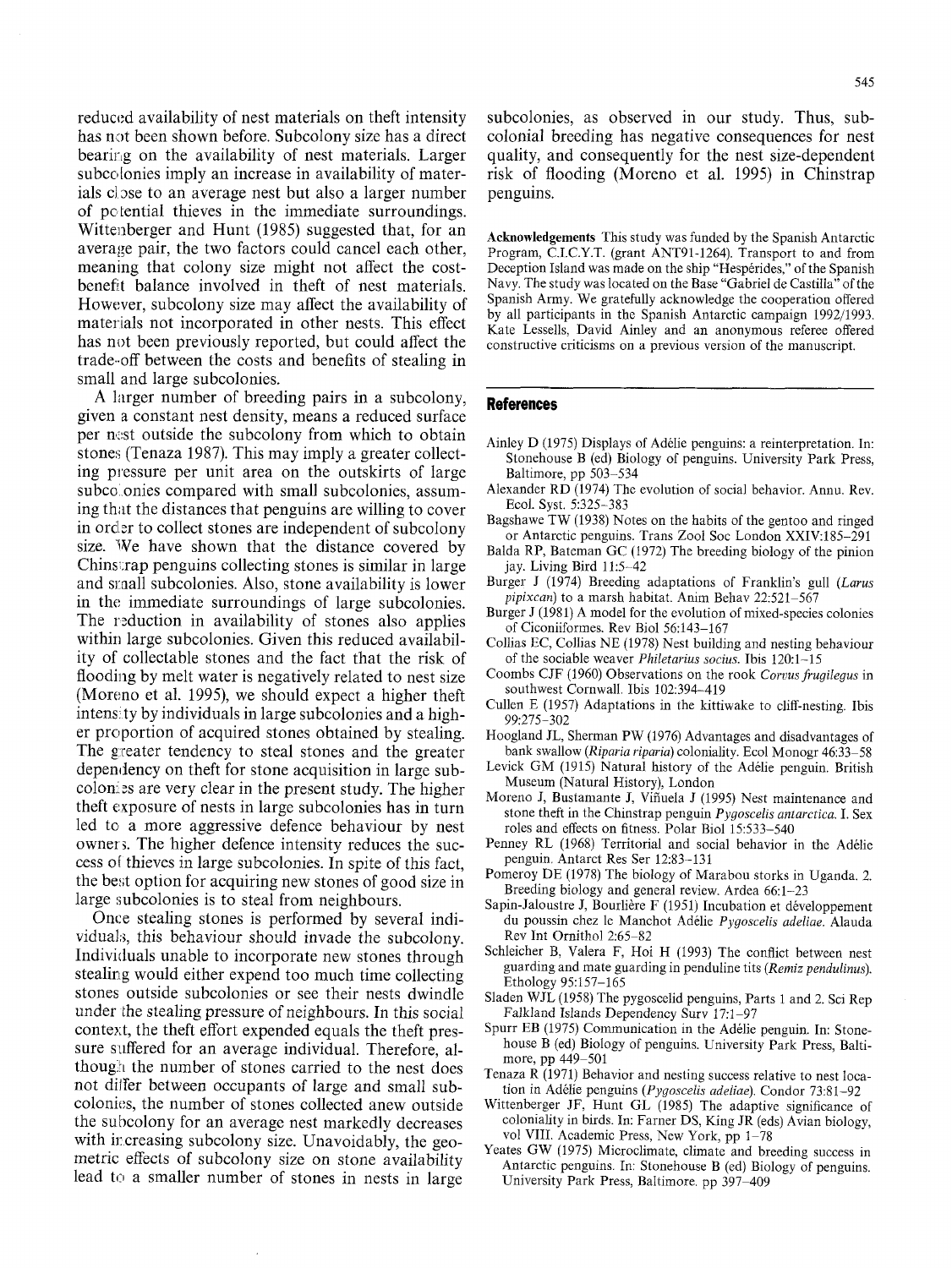reduced availability of nest materials on theft intensity has not been shown before. Subcolony size has a direct bearing on the availability of nest materials. Larger subcolonies imply an increase in availability of materials close to an average nest but also a larger number of potential thieves in the immediate surroundings. Wittenberger and Hunt (1985) suggested that, for an average pair, the two factors could cancel each other, meaning that colony size might not affect the cost-benefit balance involved in theft of nest materials. However, subcolony size may affect the availability of materials not incorporated in other nests. This effect has not been previously reported, but could affect the trade-off between the costs and benefits of stealing in small and large subcolonies.

A larger number of breeding pairs in a subcolony, given a constant nest density, means a reduced surface per nest outside the subcolony from which to obtain stones (Tenaza 1987). This may imply a greater collecting pressure per unit area on the outskirts of large subcolonies compared with small subcolonies, assuming that the distances that penguins are willing to cover in order to collect stones are independent of subcolony size. We have shown that the distance covered by Chinstrap penguins collecting stones is similar in large and small subcolonies. Also, stone availability is lower in the immediate surroundings of large subcolonies. The reduction in availability of stones also applies within large subcolonies. Given this reduced availability of collectable stones and the fact that the risk of flooding by melt water is negatively related to nest size (Moreno et al. 1995), we should expect a higher theft intensity by individuals in large subcolonies and a higher proportion of acquired stones obtained by stealing. The greater tendency to steal stones and the greater dependency on theft for stone acquisition in large subcolonies are very clear in the present study. The higher theft exposure of nests in large subcolonies has in turn led to a more aggressive defence behaviour by nest owners. The higher defence intensity reduces the success of thieves in large subcolonies. In spite of this fact, the best option for acquiring new stones of good size in large subcolonies is to steal from neighbours.

Once stealing stones is performed by several individuals, this behaviour should invade the subcolony. Individuals unable to incorporate new stones through stealing would either expend too much time collecting stones outside subcolonies or see their nests dwindle under the stealing pressure of neighbours. In this social context, the theft effort expended equals the theft pressure suffered for an average individual. Therefore, although the number of stones carried to the nest does not differ between occupants of large and small subcolonies, the number of stones collected anew outside the subcolony for an average nest markedly decreases with increasing subcolony size. Unavoidably, the geometric effects of subcolony size on stone availability lead to a smaller number of stones in nests in large subcolonies, as observed in our study. Thus, subcolonial breeding has negative consequences for nest quality, and consequently for the nest size-dependent risk of flooding (Moreno et al. 1995) in Chinstrap penguins.

**Acknowledgements** This study was funded by the Spanish Antarctic Program, C.I.C.Y.T. (grant ANT91-1264). Transport to and from Deception Island was made on the ship "Hespérides," of the Spanish Navy. The study was located on the Base "Gabriel de Castilla" of the Spanish Army. We gratefully acknowledge the cooperation offered by all participants in the Spanish Antarctic campaign 1992/1993. Kate Lessells, David Ainley and an anonymous referee offered constructive criticisms on a previous version of the manuscript.

## References

Ainley D (1975) Displays of Adélie penguins: a reinterpretation. In: Stonehouse B (ed) Biology of penguins. University Park Press, Baltimore, pp 503–534

Alexander RD (1974) The evolution of social behavior. Annu. Rev. Ecol. Syst. 5:325–383

Bagshawe TW (1938) Notes on the habits of the gentoo and ringed or Antarctic penguins. Trans Zool Soc London XXIV:185–291

Balda RP, Bateman GC (1972) The breeding biology of the pinion jay. Living Bird 11:5–42

Burger J (1974) Breeding adaptations of Franklin's gull (*Larus pipixcan*) to a marsh habitat. Anim Behav 22:521–567

Burger J (1981) A model for the evolution of mixed-species colonies of Ciconiiformes. Rev Biol 56:143–167

Collias EC, Collias NE (1978) Nest building and nesting behaviour of the sociable weaver *Philetarius socius*. Ibis 120:1–15

Coombs CJF (1960) Observations on the rook *Corvus frugilegus* in southwest Cornwall. Ibis 102:394–419

Cullen E (1957) Adaptations in the kittiwake to cliff-nesting. Ibis 99:275–302

Hoogland JL, Sherman PW (1976) Advantages and disadvantages of bank swallow (*Riparia riparia*) coloniality. Ecol Monogr 46:33–58

Levick GM (1915) Natural history of the Adélie penguin. British Museum (Natural History), London

Moreno J, Bustamante J, Viñuela J (1995) Nest maintenance and stone theft in the Chinstrap penguin *Pygoscelis antarctica*. I. Sex roles and effects on fitness. Polar Biol 15:533–540

Penney RL (1968) Territorial and social behavior in the Adélie penguin. Antarct Res Ser 12:83–131

Pomeroy DE (1978) The biology of Marabou storks in Uganda. 2. Breeding biology and general review. Ardea 66:1–23

Sapin-Jaloustre J, Bourlière F (1951) Incubation et développement du poussin chez le Manchot Adélie *Pygoscelis adeliae*. Alauda Rev Int Ornithol 2:65–82

Schleicher B, Valera F, Hoi H (1993) The conflict between nest guarding and mate guarding in penduline tits (*Remiz pendulinus*). Ethology 95:157–165

Sladen WJL (1958) The pygoscelid penguins, Parts 1 and 2. Sci Rep Falkland Islands Dependency Surv 17:1–97

Spurr EB (1975) Communication in the Adélie penguin. In: Stonehouse B (ed) Biology of penguins. University Park Press, Baltimore, pp 449–501

Tenaza R (1971) Behavior and nesting success relative to nest location in Adélie penguins (*Pygoscelis adeliae*). Condor 73:81–92

Wittenberger JF, Hunt GL (1985) The adaptive significance of coloniality in birds. In: Farner DS, King JR (eds) Avian biology, vol VIII. Academic Press, New York, pp 1–78

Yeates GW (1975) Microclimate, climate and breeding success in Antarctic penguins. In: Stonehouse B (ed) Biology of penguins. University Park Press, Baltimore, pp 397–409